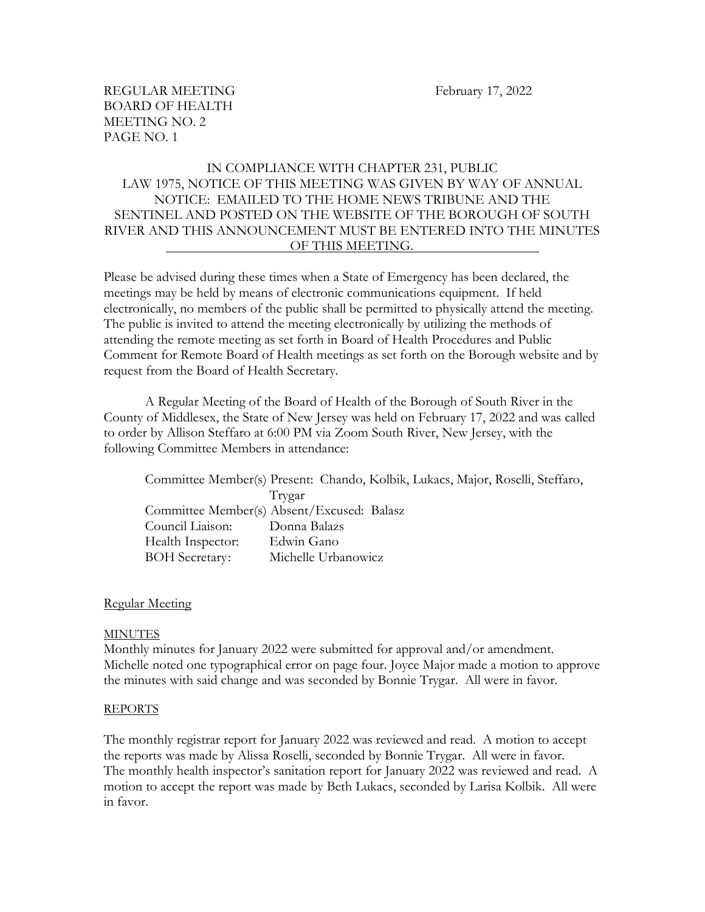REGULAR MEETING February 17, 2022
BOARD OF HEALTH
MEETING NO. 2
PAGE NO. 1

IN COMPLIANCE WITH CHAPTER 231, PUBLIC LAW 1975, NOTICE OF THIS MEETING WAS GIVEN BY WAY OF ANNUAL NOTICE: EMAILED TO THE HOME NEWS TRIBUNE AND THE SENTINEL AND POSTED ON THE WEBSITE OF THE BOROUGH OF SOUTH RIVER AND THIS ANNOUNCEMENT MUST BE ENTERED INTO THE MINUTES OF THIS MEETING.

Please be advised during these times when a State of Emergency has been declared, the meetings may be held by means of electronic communications equipment. If held electronically, no members of the public shall be permitted to physically attend the meeting. The public is invited to attend the meeting electronically by utilizing the methods of attending the remote meeting as set forth in Board of Health Procedures and Public Comment for Remote Board of Health meetings as set forth on the Borough website and by request from the Board of Health Secretary.

A Regular Meeting of the Board of Health of the Borough of South River in the County of Middlesex, the State of New Jersey was held on February 17, 2022 and was called to order by Allison Steffaro at 6:00 PM via Zoom South River, New Jersey, with the following Committee Members in attendance:

Committee Member(s) Present: Chando, Kolbik, Lukacs, Major, Roselli, Steffaro, Trygar
Committee Member(s) Absent/Excused: Balasz
Council Liaison: Donna Balazs
Health Inspector: Edwin Gano
BOH Secretary: Michelle Urbanowicz

Regular Meeting

MINUTES

Monthly minutes for January 2022 were submitted for approval and/or amendment. Michelle noted one typographical error on page four. Joyce Major made a motion to approve the minutes with said change and was seconded by Bonnie Trygar. All were in favor.

REPORTS

The monthly registrar report for January 2022 was reviewed and read. A motion to accept the reports was made by Alissa Roselli, seconded by Bonnie Trygar. All were in favor.
The monthly health inspector's sanitation report for January 2022 was reviewed and read. A motion to accept the report was made by Beth Lukacs, seconded by Larisa Kolbik. All were in favor.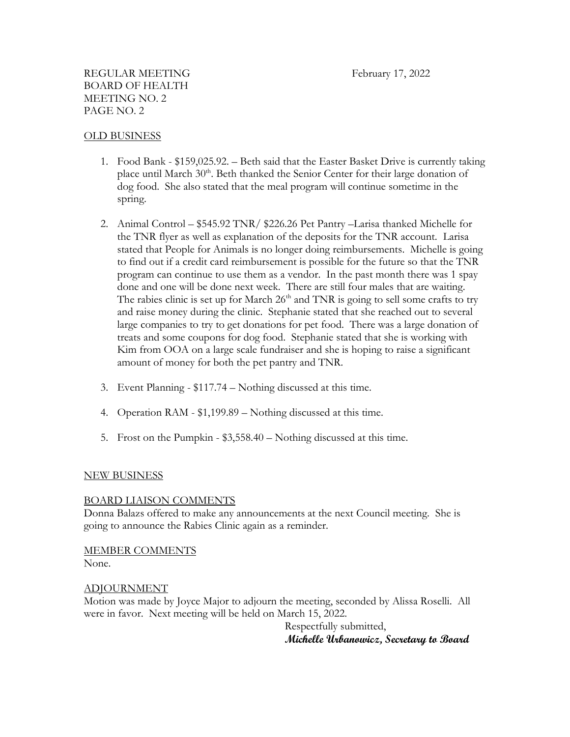REGULAR MEETING February 17, 2022
BOARD OF HEALTH
MEETING NO. 2
PAGE NO. 2

## OLD BUSINESS

1. Food Bank - $159,025.92. – Beth said that the Easter Basket Drive is currently taking place until March 30th. Beth thanked the Senior Center for their large donation of dog food. She also stated that the meal program will continue sometime in the spring.

2. Animal Control – $545.92 TNR/ $226.26 Pet Pantry –Larisa thanked Michelle for the TNR flyer as well as explanation of the deposits for the TNR account. Larisa stated that People for Animals is no longer doing reimbursements. Michelle is going to find out if a credit card reimbursement is possible for the future so that the TNR program can continue to use them as a vendor. In the past month there was 1 spay done and one will be done next week. There are still four males that are waiting. The rabies clinic is set up for March 26th and TNR is going to sell some crafts to try and raise money during the clinic. Stephanie stated that she reached out to several large companies to try to get donations for pet food. There was a large donation of treats and some coupons for dog food. Stephanie stated that she is working with Kim from OOA on a large scale fundraiser and she is hoping to raise a significant amount of money for both the pet pantry and TNR.

3. Event Planning - $117.74 – Nothing discussed at this time.

4. Operation RAM - $1,199.89 – Nothing discussed at this time.

5. Frost on the Pumpkin - $3,558.40 – Nothing discussed at this time.

## NEW BUSINESS

## BOARD LIAISON COMMENTS

Donna Balazs offered to make any announcements at the next Council meeting. She is going to announce the Rabies Clinic again as a reminder.

## MEMBER COMMENTS

None.

## ADJOURNMENT

Motion was made by Joyce Major to adjourn the meeting, seconded by Alissa Roselli. All were in favor. Next meeting will be held on March 15, 2022.

Respectfully submitted,
***Michelle Urbanowicz, Secretary to Board***